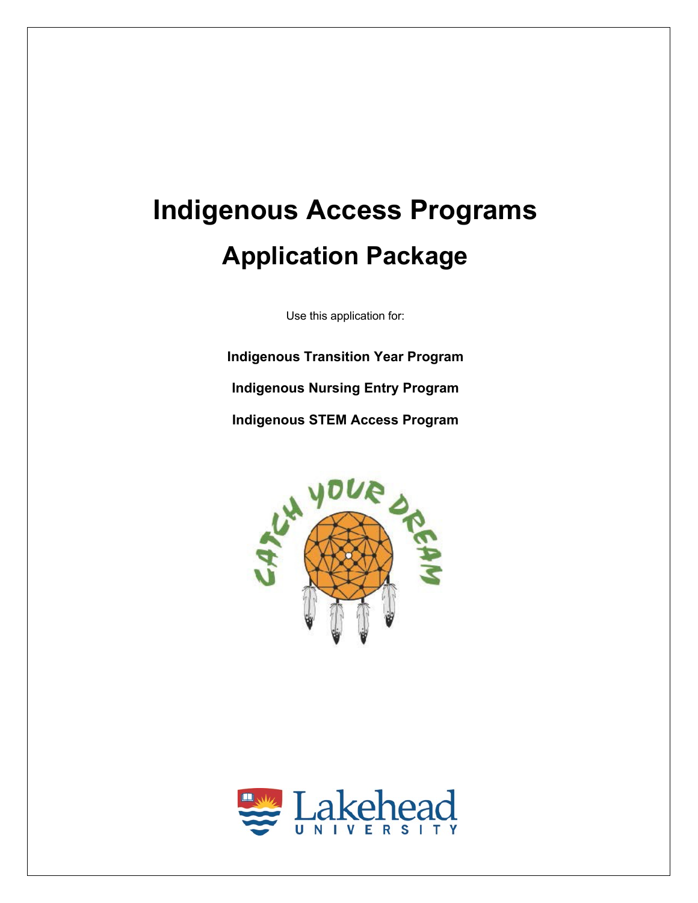# Indigenous Access Programs

## Application Package

Use this application for:

**Indigenous Transition Year Program**

**Indigenous Nursing Entry Program**

**Indigenous STEM Access Program**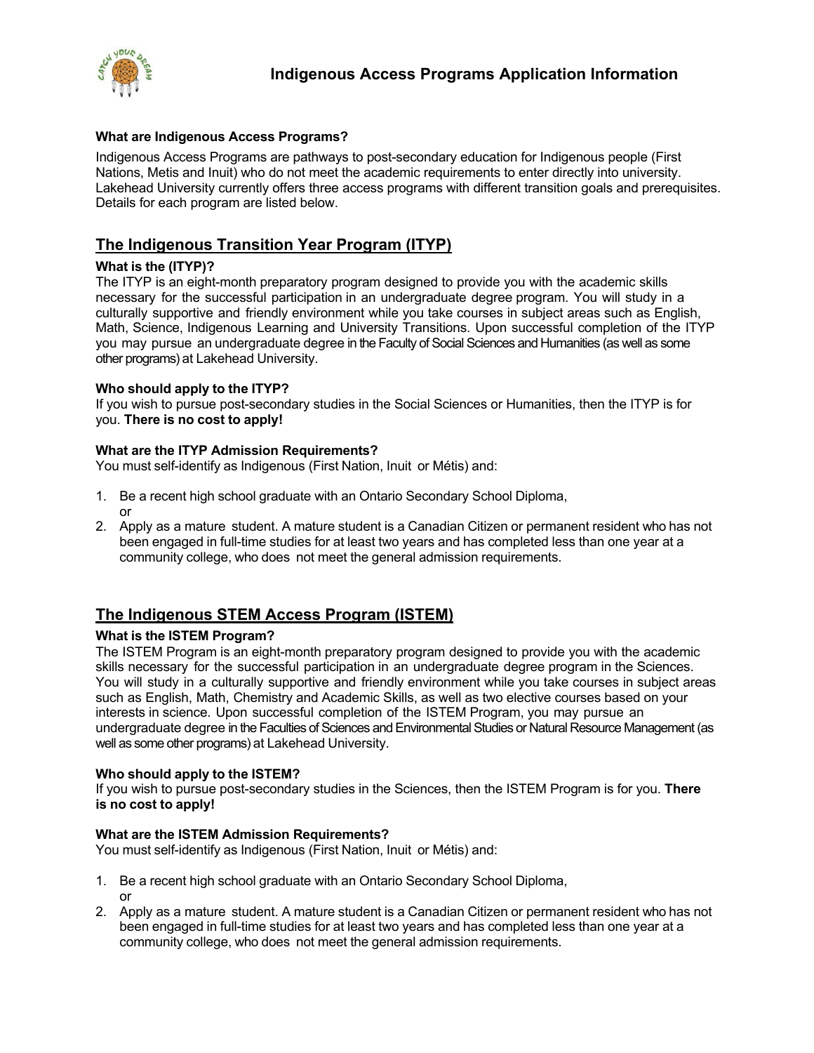# Indigenous Access Programs Application Information

**What are Indigenous Access Programs?**

Indigenous Access Programs are pathways to post-secondary education for Indigenous people (First Nations, Metis and Inuit) who do not meet the academic requirements to enter directly into university. Lakehead University currently offers three access programs with different transition goals and prerequisites. Details for each program are listed below.

## The Indigenous Transition Year Program (ITYP)

**What is the (ITYP)?**

The ITYP is an eight-month preparatory program designed to provide you with the academic skills necessary for the successful participation in an undergraduate degree program. You will study in a culturally supportive and friendly environment while you take courses in subject areas such as English, Math, Science, Indigenous Learning and University Transitions. Upon successful completion of the ITYP you may pursue an undergraduate degree in the Faculty of Social Sciences and Humanities (as well as some other programs) at Lakehead University.

**Who should apply to the ITYP?**

If you wish to pursue post-secondary studies in the Social Sciences or Humanities, then the ITYP is for you. **There is no cost to apply!**

**What are the ITYP Admission Requirements?**

You must self-identify as Indigenous (First Nation, Inuit or Métis) and:

1. Be a recent high school graduate with an Ontario Secondary School Diploma,
   or
2. Apply as a mature student. A mature student is a Canadian Citizen or permanent resident who has not been engaged in full-time studies for at least two years and has completed less than one year at a community college, who does not meet the general admission requirements.

## The Indigenous STEM Access Program (ISTEM)

**What is the ISTEM Program?**

The ISTEM Program is an eight-month preparatory program designed to provide you with the academic skills necessary for the successful participation in an undergraduate degree program in the Sciences. You will study in a culturally supportive and friendly environment while you take courses in subject areas such as English, Math, Chemistry and Academic Skills, as well as two elective courses based on your interests in science. Upon successful completion of the ISTEM Program, you may pursue an undergraduate degree in the Faculties of Sciences and Environmental Studies or Natural Resource Management (as well as some other programs) at Lakehead University.

**Who should apply to the ISTEM?**

If you wish to pursue post-secondary studies in the Sciences, then the ISTEM Program is for you. **There is no cost to apply!**

**What are the ISTEM Admission Requirements?**

You must self-identify as Indigenous (First Nation, Inuit or Métis) and:

1. Be a recent high school graduate with an Ontario Secondary School Diploma,
   or
2. Apply as a mature student. A mature student is a Canadian Citizen or permanent resident who has not been engaged in full-time studies for at least two years and has completed less than one year at a community college, who does not meet the general admission requirements.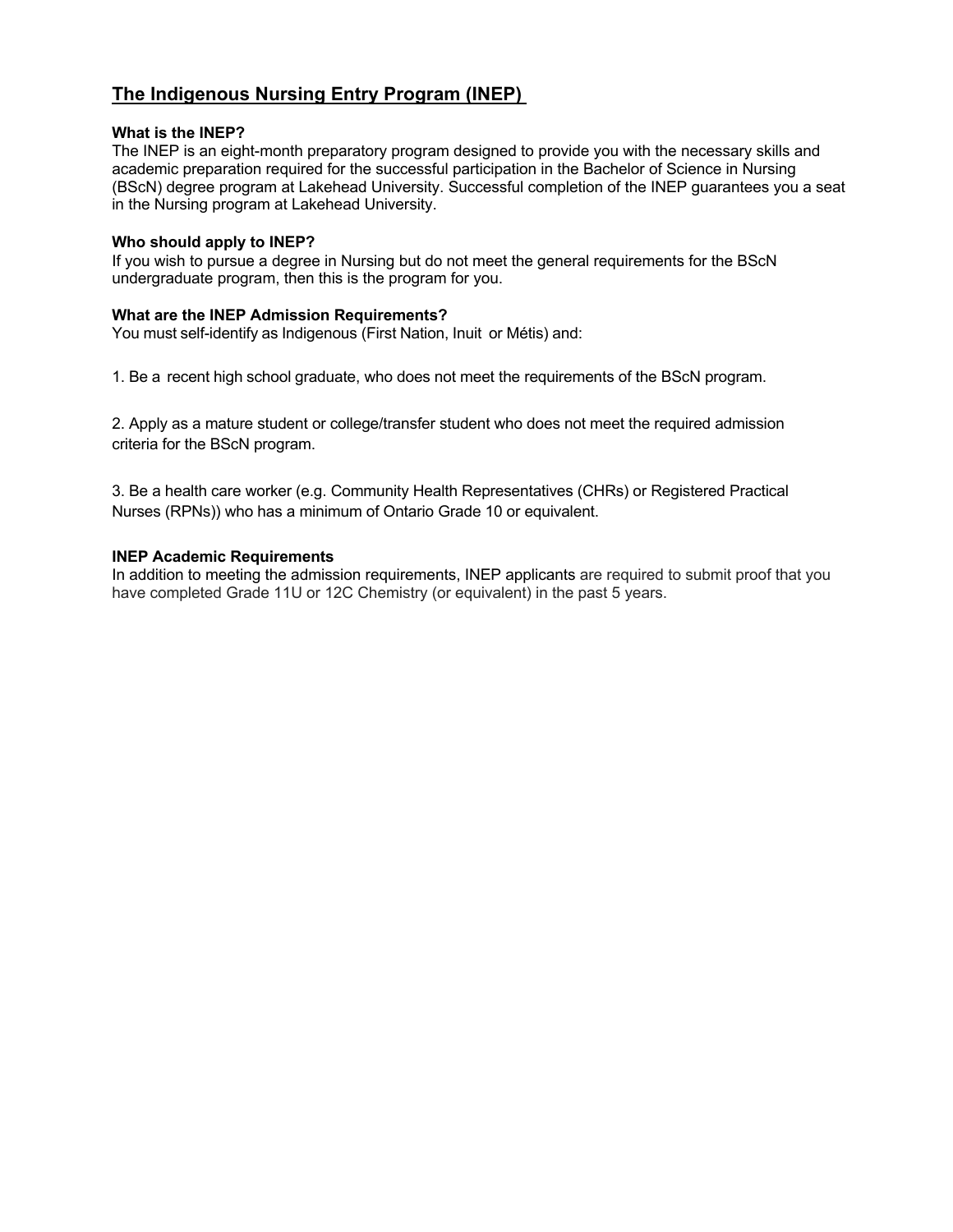## The Indigenous Nursing Entry Program (INEP)

**What is the INEP?**
The INEP is an eight-month preparatory program designed to provide you with the necessary skills and academic preparation required for the successful participation in the Bachelor of Science in Nursing (BScN) degree program at Lakehead University. Successful completion of the INEP guarantees you a seat in the Nursing program at Lakehead University.

**Who should apply to INEP?**
If you wish to pursue a degree in Nursing but do not meet the general requirements for the BScN undergraduate program, then this is the program for you.

**What are the INEP Admission Requirements?**
You must self-identify as Indigenous (First Nation, Inuit or Métis) and:

1. Be a recent high school graduate, who does not meet the requirements of the BScN program.

2. Apply as a mature student or college/transfer student who does not meet the required admission criteria for the BScN program.

3. Be a health care worker (e.g. Community Health Representatives (CHRs) or Registered Practical Nurses (RPNs)) who has a minimum of Ontario Grade 10 or equivalent.

**INEP Academic Requirements**
In addition to meeting the admission requirements, INEP applicants are required to submit proof that you have completed Grade 11U or 12C Chemistry (or equivalent) in the past 5 years.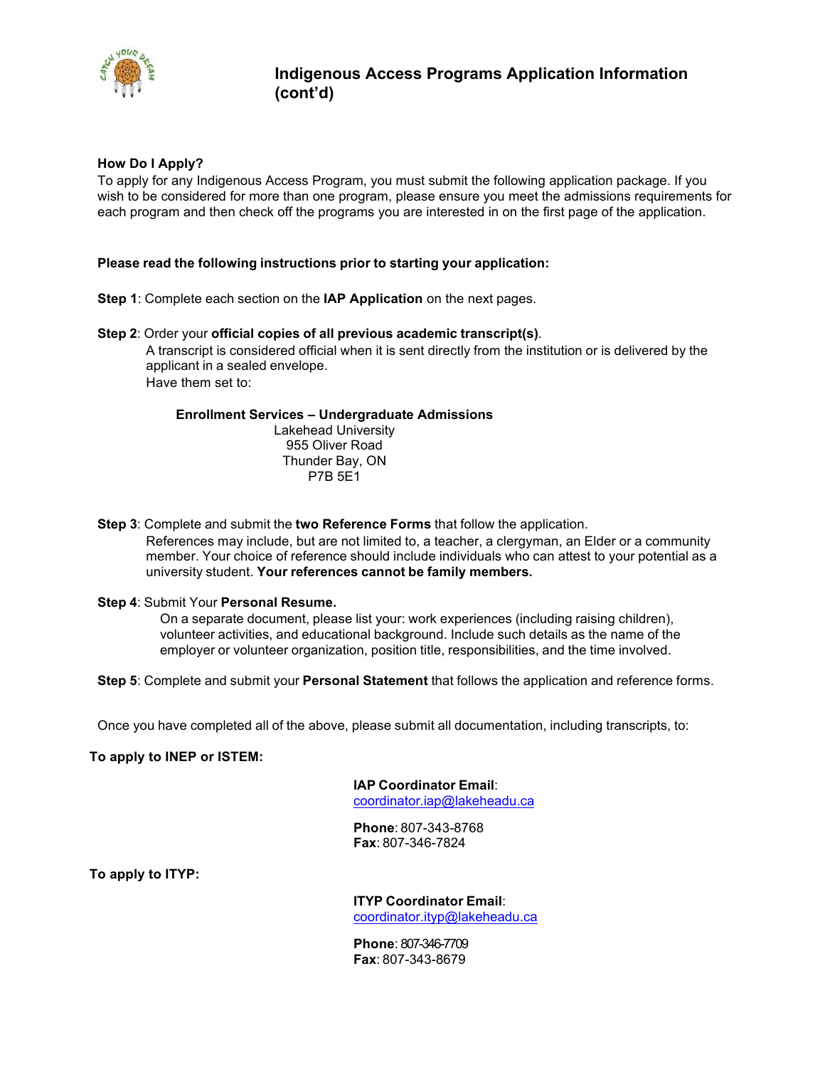# Indigenous Access Programs Application Information (cont'd)

**How Do I Apply?**

To apply for any Indigenous Access Program, you must submit the following application package. If you wish to be considered for more than one program, please ensure you meet the admissions requirements for each program and then check off the programs you are interested in on the first page of the application.

**Please read the following instructions prior to starting your application:**

**Step 1**: Complete each section on the **IAP Application** on the next pages.

**Step 2**: Order your **official copies of all previous academic transcript(s)**.

A transcript is considered official when it is sent directly from the institution or is delivered by the applicant in a sealed envelope.

Have them set to:

**Enrollment Services – Undergraduate Admissions**
Lakehead University
955 Oliver Road
Thunder Bay, ON
P7B 5E1

**Step 3**: Complete and submit the **two Reference Forms** that follow the application.

References may include, but are not limited to, a teacher, a clergyman, an Elder or a community member. Your choice of reference should include individuals who can attest to your potential as a university student. **Your references cannot be family members.**

**Step 4**: Submit Your **Personal Resume.**

On a separate document, please list your: work experiences (including raising children), volunteer activities, and educational background. Include such details as the name of the employer or volunteer organization, position title, responsibilities, and the time involved.

**Step 5**: Complete and submit your **Personal Statement** that follows the application and reference forms.

Once you have completed all of the above, please submit all documentation, including transcripts, to:

**To apply to INEP or ISTEM:**

**IAP Coordinator Email**: coordinator.iap@lakeheadu.ca

**Phone**: 807-343-8768
**Fax**: 807-346-7824

**To apply to ITYP:**

**ITYP Coordinator Email**: coordinator.ityp@lakeheadu.ca

**Phone**: 807-346-7709
**Fax**: 807-343-8679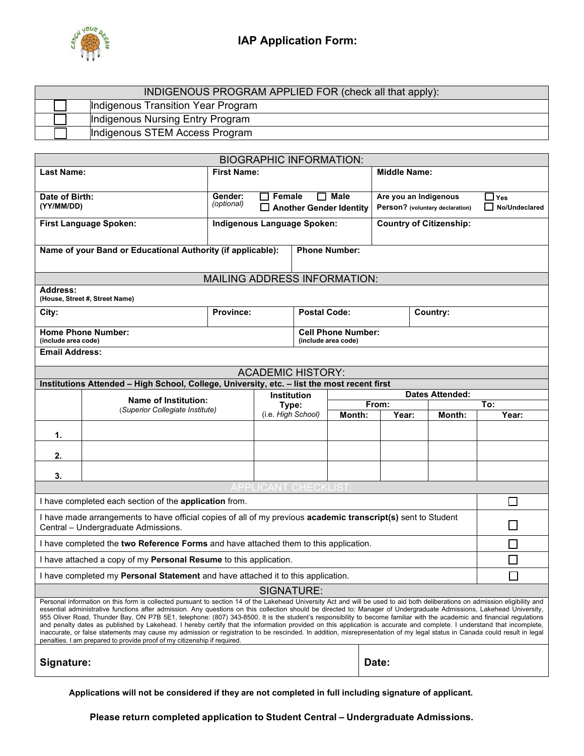# IAP Application Form:

| INDIGENOUS PROGRAM APPLIED FOR (check all that apply): | |
|---|---|
| ☐ | Indigenous Transition Year Program |
| ☐ | Indigenous Nursing Entry Program |
| ☐ | Indigenous STEM Access Program |

## BIOGRAPHIC INFORMATION:

| | | |
|---|---|---|
| **Last Name:** | **First Name:** | **Middle Name:** |
| **Date of Birth: (YY/MM/DD)** | **Gender:** *(optional)* ☐ **Female** ☐ **Male** ☐ **Another Gender Identity** | **Are you an Indigenous Person?** (voluntary declaration) ☐ **Yes** ☐ **No/Undeclared** |
| **First Language Spoken:** | **Indigenous Language Spoken:** | **Country of Citizenship:** |
| **Name of your Band or Educational Authority (if applicable):** | **Phone Number:** | |

## MAILING ADDRESS INFORMATION:

| | | | |
|---|---|---|---|
| **Address:** (House, Street #, Street Name) | | | |
| **City:** | **Province:** | **Postal Code:** | **Country:** |
| **Home Phone Number:** (include area code) | | **Cell Phone Number:** (include area code) | |
| **Email Address:** | | | |

## ACADEMIC HISTORY:

**Institutions Attended – High School, College, University, etc. – list the most recent first**

| | Name of Institution: (*Superior Collegiate Institute*) | Institution Type: (i.e. *High School*) | Dates Attended: From: Month: | Year: | To: Month: | Year: |
|---|---|---|---|---|---|---|
| 1. | | | | | | |
| 2. | | | | | | |
| 3. | | | | | | |

## APPLICANT CHECKLIST:

| | |
|---|---|
| I have completed each section of the **application** from. | ☐ |
| I have made arrangements to have official copies of all of my previous **academic transcript(s)** sent to Student Central – Undergraduate Admissions. | ☐ |
| I have completed the **two Reference Forms** and have attached them to this application. | ☐ |
| I have attached a copy of my **Personal Resume** to this application. | ☐ |
| I have completed my **Personal Statement** and have attached it to this application. | ☐ |

## SIGNATURE:

Personal information on this form is collected pursuant to section 14 of the Lakehead University Act and will be used to aid both deliberations on admission eligibility and essential administrative functions after admission. Any questions on this collection should be directed to: Manager of Undergraduate Admissions, Lakehead University, 955 Oliver Road, Thunder Bay, ON P7B 5E1, telephone: (807) 343-8500. It is the student's responsibility to become familiar with the academic and financial regulations and penalty dates as published by Lakehead. I hereby certify that the information provided on this application is accurate and complete. I understand that incomplete, inaccurate, or false statements may cause my admission or registration to be rescinded. In addition, misrepresentation of my legal status in Canada could result in legal penalties. I am prepared to provide proof of my citizenship if required.

| | |
|---|---|
| **Signature:** | **Date:** |

**Applications will not be considered if they are not completed in full including signature of applicant.**

**Please return completed application to Student Central – Undergraduate Admissions.**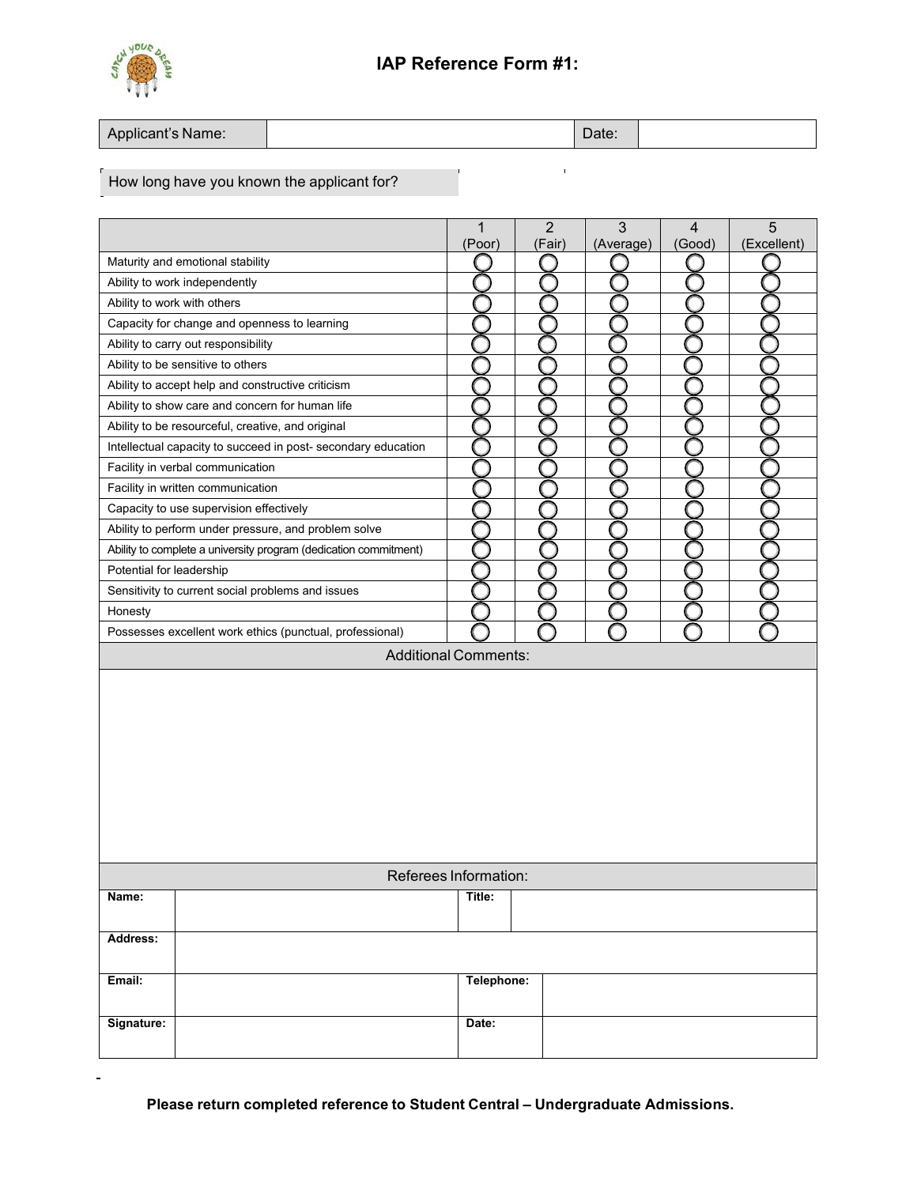# IAP Reference Form #1:

| Applicant's Name: | | Date: | |
|---|---|---|---|

How long have you known the applicant for?

| | 1 (Poor) | 2 (Fair) | 3 (Average) | 4 (Good) | 5 (Excellent) |
|---|---|---|---|---|---|
| Maturity and emotional stability | ◯ | ◯ | ◯ | ◯ | ◯ |
| Ability to work independently | ◯ | ◯ | ◯ | ◯ | ◯ |
| Ability to work with others | ◯ | ◯ | ◯ | ◯ | ◯ |
| Capacity for change and openness to learning | ◯ | ◯ | ◯ | ◯ | ◯ |
| Ability to carry out responsibility | ◯ | ◯ | ◯ | ◯ | ◯ |
| Ability to be sensitive to others | ◯ | ◯ | ◯ | ◯ | ◯ |
| Ability to accept help and constructive criticism | ◯ | ◯ | ◯ | ◯ | ◯ |
| Ability to show care and concern for human life | ◯ | ◯ | ◯ | ◯ | ◯ |
| Ability to be resourceful, creative, and original | ◯ | ◯ | ◯ | ◯ | ◯ |
| Intellectual capacity to succeed in post- secondary education | ◯ | ◯ | ◯ | ◯ | ◯ |
| Facility in verbal communication | ◯ | ◯ | ◯ | ◯ | ◯ |
| Facility in written communication | ◯ | ◯ | ◯ | ◯ | ◯ |
| Capacity to use supervision effectively | ◯ | ◯ | ◯ | ◯ | ◯ |
| Ability to perform under pressure, and problem solve | ◯ | ◯ | ◯ | ◯ | ◯ |
| Ability to complete a university program (dedication commitment) | ◯ | ◯ | ◯ | ◯ | ◯ |
| Potential for leadership | ◯ | ◯ | ◯ | ◯ | ◯ |
| Sensitivity to current social problems and issues | ◯ | ◯ | ◯ | ◯ | ◯ |
| Honesty | ◯ | ◯ | ◯ | ◯ | ◯ |
| Possesses excellent work ethics (punctual, professional) | ◯ | ◯ | ◯ | ◯ | ◯ |

**Additional Comments:**

**Referees Information:**

| Name: | | Title: | |
|---|---|---|---|
| Address: | | | |
| Email: | | Telephone: | |
| Signature: | | Date: | |

**Please return completed reference to Student Central – Undergraduate Admissions.**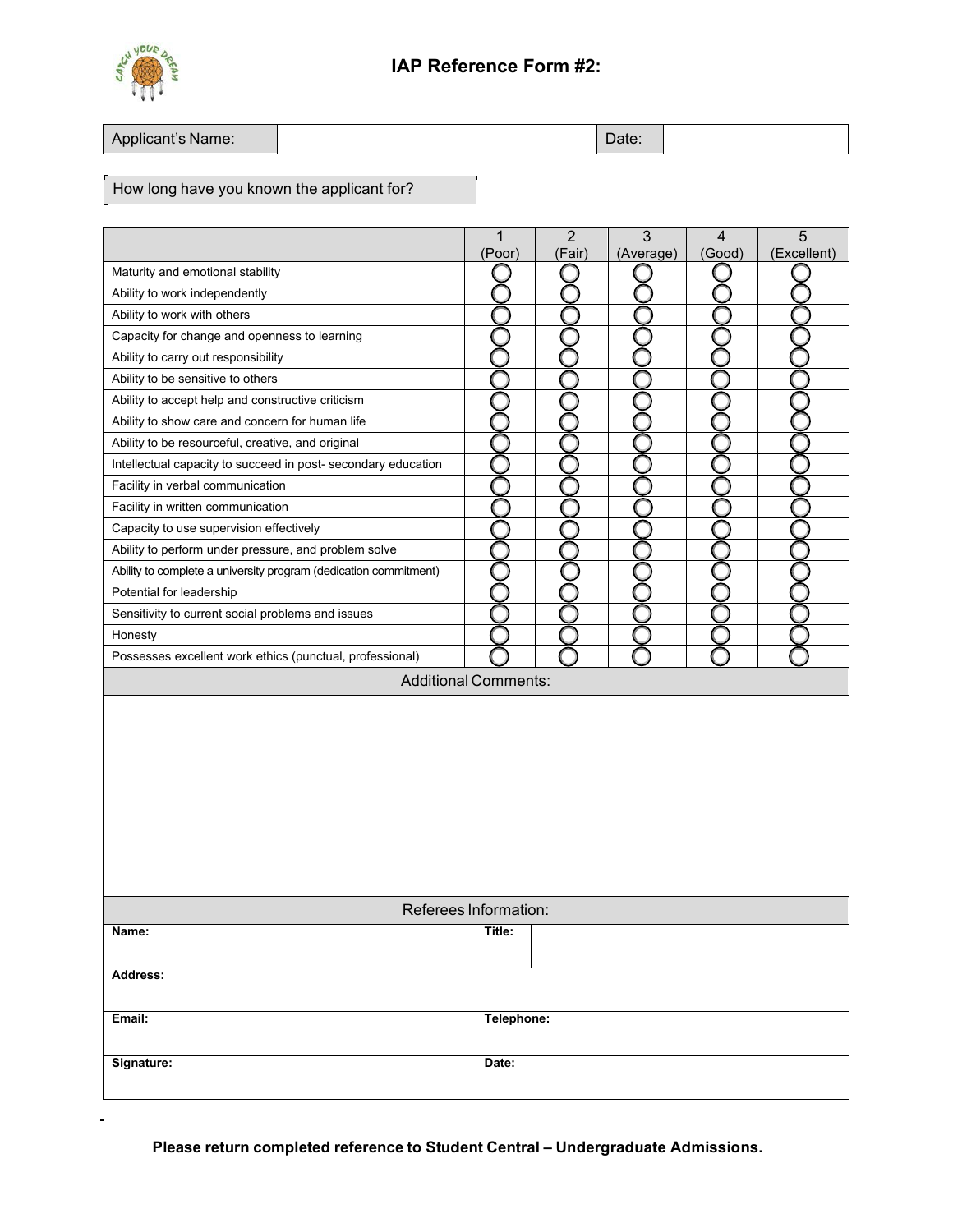# IAP Reference Form #2:

| Applicant's Name: | | Date: | |
|---|---|---|---|

How long have you known the applicant for?

| | 1 (Poor) | 2 (Fair) | 3 (Average) | 4 (Good) | 5 (Excellent) |
|---|---|---|---|---|---|
| Maturity and emotional stability | ◯ | ◯ | ◯ | ◯ | ◯ |
| Ability to work independently | ◯ | ◯ | ◯ | ◯ | ◯ |
| Ability to work with others | ◯ | ◯ | ◯ | ◯ | ◯ |
| Capacity for change and openness to learning | ◯ | ◯ | ◯ | ◯ | ◯ |
| Ability to carry out responsibility | ◯ | ◯ | ◯ | ◯ | ◯ |
| Ability to be sensitive to others | ◯ | ◯ | ◯ | ◯ | ◯ |
| Ability to accept help and constructive criticism | ◯ | ◯ | ◯ | ◯ | ◯ |
| Ability to show care and concern for human life | ◯ | ◯ | ◯ | ◯ | ◯ |
| Ability to be resourceful, creative, and original | ◯ | ◯ | ◯ | ◯ | ◯ |
| Intellectual capacity to succeed in post- secondary education | ◯ | ◯ | ◯ | ◯ | ◯ |
| Facility in verbal communication | ◯ | ◯ | ◯ | ◯ | ◯ |
| Facility in written communication | ◯ | ◯ | ◯ | ◯ | ◯ |
| Capacity to use supervision effectively | ◯ | ◯ | ◯ | ◯ | ◯ |
| Ability to perform under pressure, and problem solve | ◯ | ◯ | ◯ | ◯ | ◯ |
| Ability to complete a university program (dedication commitment) | ◯ | ◯ | ◯ | ◯ | ◯ |
| Potential for leadership | ◯ | ◯ | ◯ | ◯ | ◯ |
| Sensitivity to current social problems and issues | ◯ | ◯ | ◯ | ◯ | ◯ |
| Honesty | ◯ | ◯ | ◯ | ◯ | ◯ |
| Possesses excellent work ethics (punctual, professional) | ◯ | ◯ | ◯ | ◯ | ◯ |

**Additional Comments:**

**Referees Information:**

| **Name:** | | **Title:** | |
|---|---|---|---|
| **Address:** | | | |
| **Email:** | | **Telephone:** | |
| **Signature:** | | **Date:** | |

**Please return completed reference to Student Central – Undergraduate Admissions.**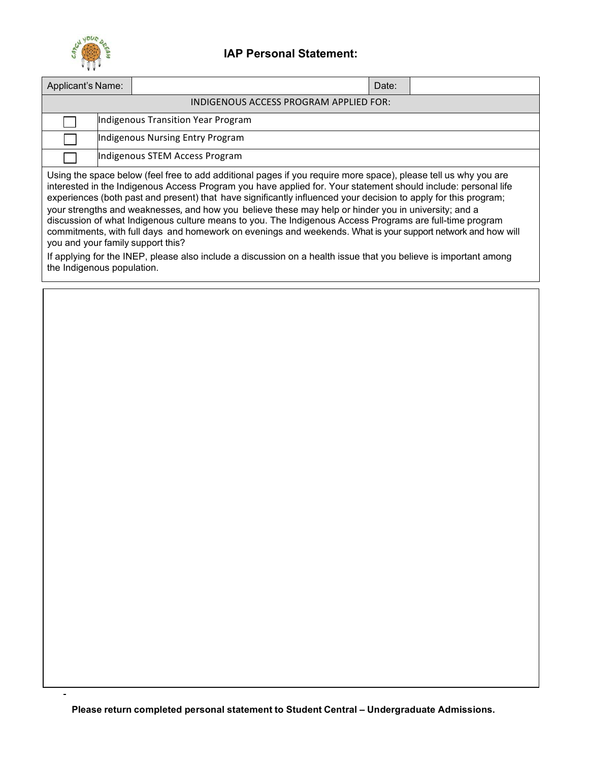# IAP Personal Statement:

| Applicant's Name: | | Date: | |
|---|---|---|---|
| INDIGENOUS ACCESS PROGRAM APPLIED FOR: | | | |
| ☐ | Indigenous Transition Year Program | | |
| ☐ | Indigenous Nursing Entry Program | | |
| ☐ | Indigenous STEM Access Program | | |

Using the space below (feel free to add additional pages if you require more space), please tell us why you are interested in the Indigenous Access Program you have applied for. Your statement should include: personal life experiences (both past and present) that have significantly influenced your decision to apply for this program; your strengths and weaknesses, and how you believe these may help or hinder you in university; and a discussion of what Indigenous culture means to you. The Indigenous Access Programs are full-time program commitments, with full days and homework on evenings and weekends. What is your support network and how will you and your family support this?

If applying for the INEP, please also include a discussion on a health issue that you believe is important among the Indigenous population.

**Please return completed personal statement to Student Central – Undergraduate Admissions.**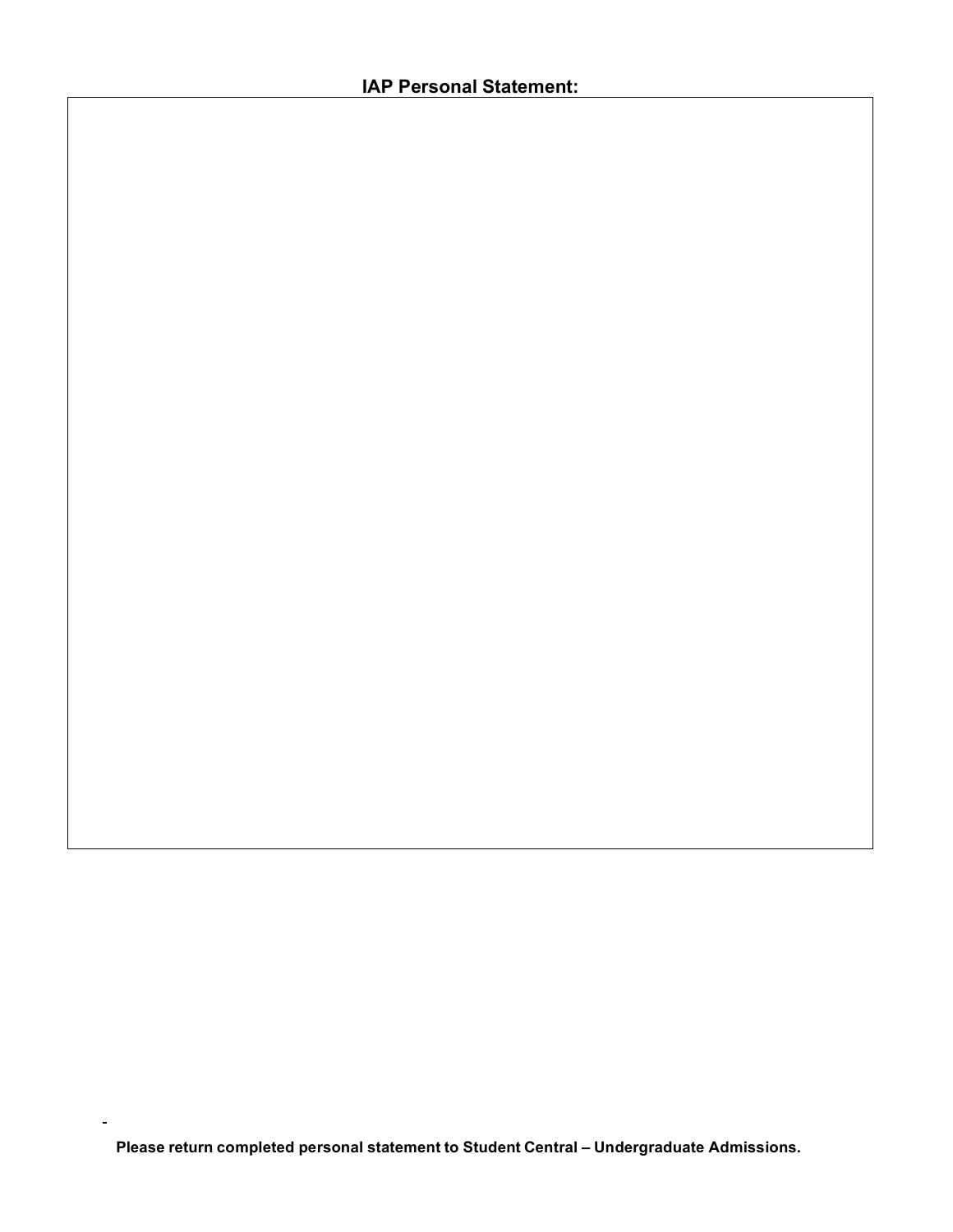**IAP Personal Statement:**

**Please return completed personal statement to Student Central – Undergraduate Admissions.**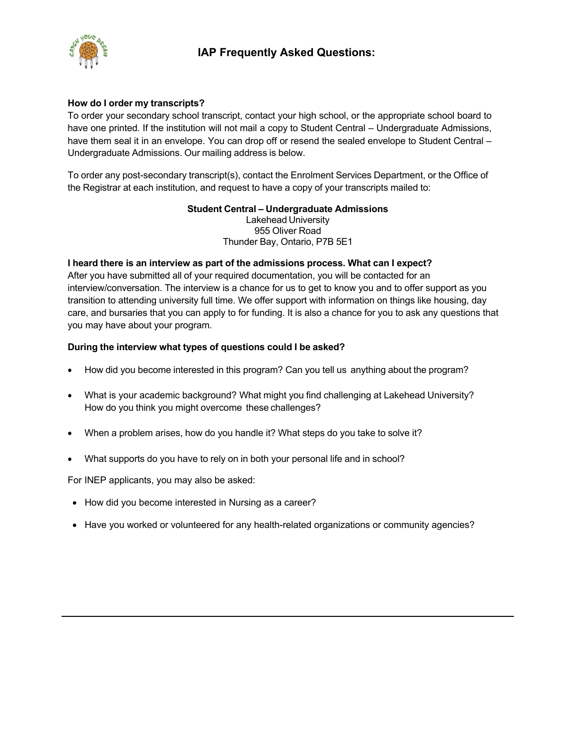# IAP Frequently Asked Questions:

**How do I order my transcripts?**

To order your secondary school transcript, contact your high school, or the appropriate school board to have one printed. If the institution will not mail a copy to Student Central – Undergraduate Admissions, have them seal it in an envelope. You can drop off or resend the sealed envelope to Student Central – Undergraduate Admissions. Our mailing address is below.

To order any post-secondary transcript(s), contact the Enrolment Services Department, or the Office of the Registrar at each institution, and request to have a copy of your transcripts mailed to:

**Student Central – Undergraduate Admissions**
Lakehead University
955 Oliver Road
Thunder Bay, Ontario, P7B 5E1

**I heard there is an interview as part of the admissions process. What can I expect?**

After you have submitted all of your required documentation, you will be contacted for an interview/conversation. The interview is a chance for us to get to know you and to offer support as you transition to attending university full time. We offer support with information on things like housing, day care, and bursaries that you can apply to for funding. It is also a chance for you to ask any questions that you may have about your program.

**During the interview what types of questions could I be asked?**

- How did you become interested in this program? Can you tell us anything about the program?
- What is your academic background? What might you find challenging at Lakehead University? How do you think you might overcome these challenges?
- When a problem arises, how do you handle it? What steps do you take to solve it?
- What supports do you have to rely on in both your personal life and in school?

For INEP applicants, you may also be asked:

- How did you become interested in Nursing as a career?
- Have you worked or volunteered for any health-related organizations or community agencies?